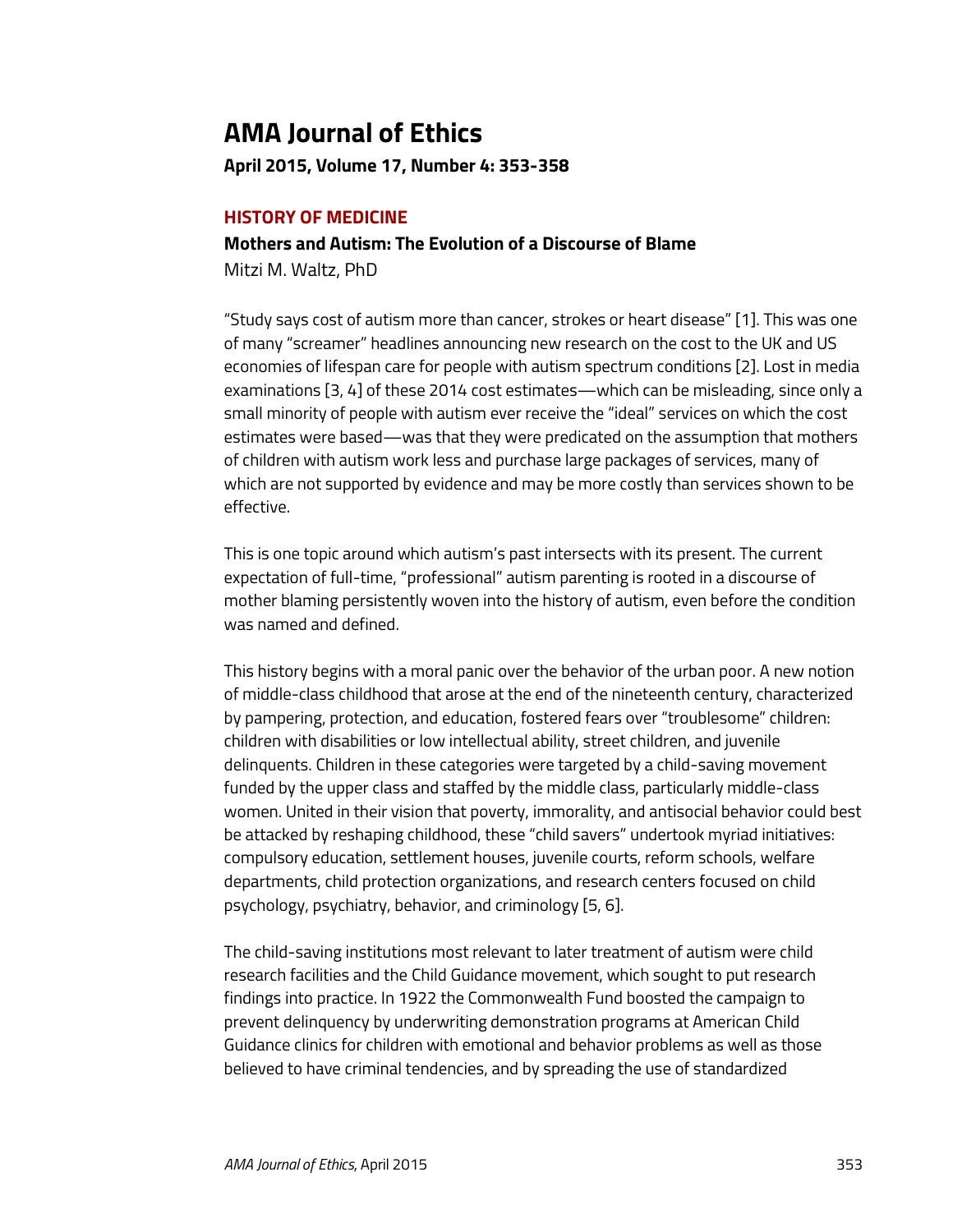# AMA Journal of Ethics

**April 2015, Volume 17, Number 4: 353-358**

## HISTORY OF MEDICINE

### Mothers and Autism: The Evolution of a Discourse of Blame

Mitzi M. Waltz, PhD

"Study says cost of autism more than cancer, strokes or heart disease" [1]. This was one of many "screamer" headlines announcing new research on the cost to the UK and US economies of lifespan care for people with autism spectrum conditions [2]. Lost in media examinations [3, 4] of these 2014 cost estimates—which can be misleading, since only a small minority of people with autism ever receive the "ideal" services on which the cost estimates were based—was that they were predicated on the assumption that mothers of children with autism work less and purchase large packages of services, many of which are not supported by evidence and may be more costly than services shown to be effective.

This is one topic around which autism's past intersects with its present. The current expectation of full-time, "professional" autism parenting is rooted in a discourse of mother blaming persistently woven into the history of autism, even before the condition was named and defined.

This history begins with a moral panic over the behavior of the urban poor. A new notion of middle-class childhood that arose at the end of the nineteenth century, characterized by pampering, protection, and education, fostered fears over "troublesome" children: children with disabilities or low intellectual ability, street children, and juvenile delinquents. Children in these categories were targeted by a child-saving movement funded by the upper class and staffed by the middle class, particularly middle-class women. United in their vision that poverty, immorality, and antisocial behavior could best be attacked by reshaping childhood, these "child savers" undertook myriad initiatives: compulsory education, settlement houses, juvenile courts, reform schools, welfare departments, child protection organizations, and research centers focused on child psychology, psychiatry, behavior, and criminology [5, 6].

The child-saving institutions most relevant to later treatment of autism were child research facilities and the Child Guidance movement, which sought to put research findings into practice. In 1922 the Commonwealth Fund boosted the campaign to prevent delinquency by underwriting demonstration programs at American Child Guidance clinics for children with emotional and behavior problems as well as those believed to have criminal tendencies, and by spreading the use of standardized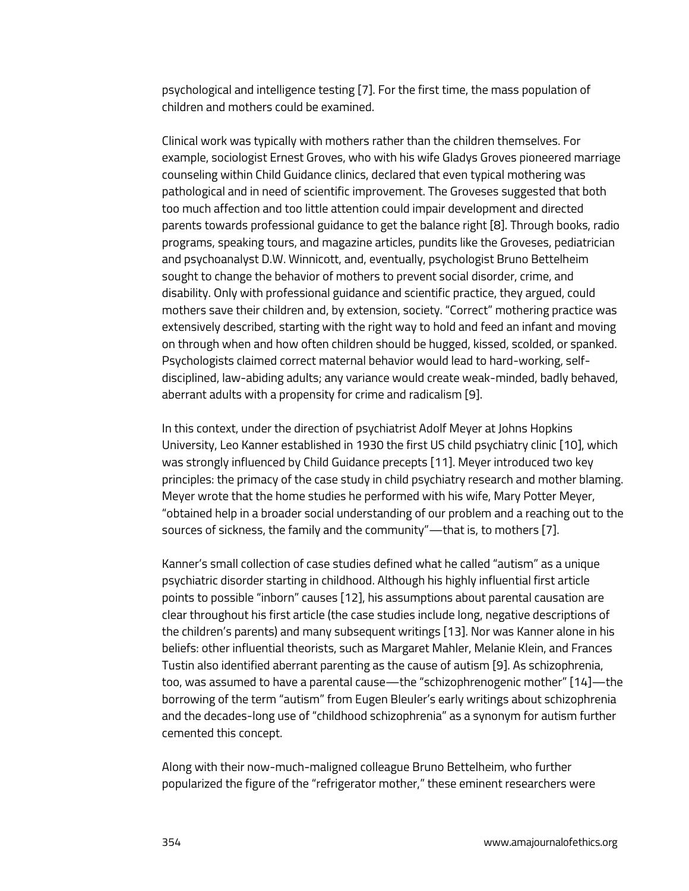psychological and intelligence testing [7]. For the first time, the mass population of children and mothers could be examined.

Clinical work was typically with mothers rather than the children themselves. For example, sociologist Ernest Groves, who with his wife Gladys Groves pioneered marriage counseling within Child Guidance clinics, declared that even typical mothering was pathological and in need of scientific improvement. The Groveses suggested that both too much affection and too little attention could impair development and directed parents towards professional guidance to get the balance right [8]. Through books, radio programs, speaking tours, and magazine articles, pundits like the Groveses, pediatrician and psychoanalyst D.W. Winnicott, and, eventually, psychologist Bruno Bettelheim sought to change the behavior of mothers to prevent social disorder, crime, and disability. Only with professional guidance and scientific practice, they argued, could mothers save their children and, by extension, society. "Correct" mothering practice was extensively described, starting with the right way to hold and feed an infant and moving on through when and how often children should be hugged, kissed, scolded, or spanked. Psychologists claimed correct maternal behavior would lead to hard-working, self-disciplined, law-abiding adults; any variance would create weak-minded, badly behaved, aberrant adults with a propensity for crime and radicalism [9].

In this context, under the direction of psychiatrist Adolf Meyer at Johns Hopkins University, Leo Kanner established in 1930 the first US child psychiatry clinic [10], which was strongly influenced by Child Guidance precepts [11]. Meyer introduced two key principles: the primacy of the case study in child psychiatry research and mother blaming. Meyer wrote that the home studies he performed with his wife, Mary Potter Meyer, "obtained help in a broader social understanding of our problem and a reaching out to the sources of sickness, the family and the community"—that is, to mothers [7].

Kanner's small collection of case studies defined what he called "autism" as a unique psychiatric disorder starting in childhood. Although his highly influential first article points to possible "inborn" causes [12], his assumptions about parental causation are clear throughout his first article (the case studies include long, negative descriptions of the children's parents) and many subsequent writings [13]. Nor was Kanner alone in his beliefs: other influential theorists, such as Margaret Mahler, Melanie Klein, and Frances Tustin also identified aberrant parenting as the cause of autism [9]. As schizophrenia, too, was assumed to have a parental cause—the "schizophrenogenic mother" [14]—the borrowing of the term "autism" from Eugen Bleuler's early writings about schizophrenia and the decades-long use of "childhood schizophrenia" as a synonym for autism further cemented this concept.

Along with their now-much-maligned colleague Bruno Bettelheim, who further popularized the figure of the "refrigerator mother," these eminent researchers were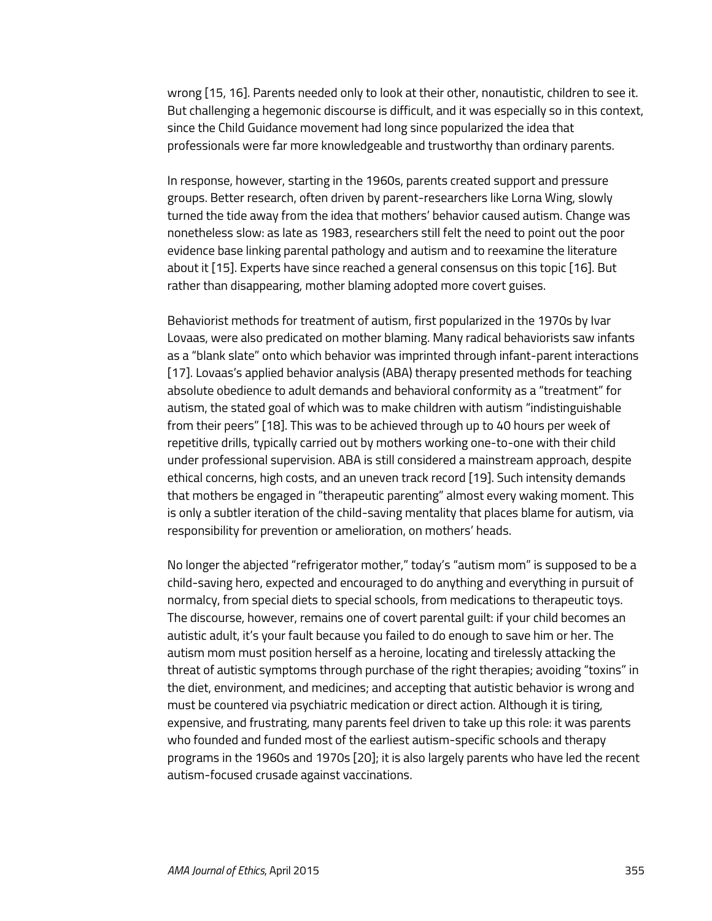wrong [15, 16]. Parents needed only to look at their other, nonautistic, children to see it. But challenging a hegemonic discourse is difficult, and it was especially so in this context, since the Child Guidance movement had long since popularized the idea that professionals were far more knowledgeable and trustworthy than ordinary parents.

In response, however, starting in the 1960s, parents created support and pressure groups. Better research, often driven by parent-researchers like Lorna Wing, slowly turned the tide away from the idea that mothers' behavior caused autism. Change was nonetheless slow: as late as 1983, researchers still felt the need to point out the poor evidence base linking parental pathology and autism and to reexamine the literature about it [15]. Experts have since reached a general consensus on this topic [16]. But rather than disappearing, mother blaming adopted more covert guises.

Behaviorist methods for treatment of autism, first popularized in the 1970s by Ivar Lovaas, were also predicated on mother blaming. Many radical behaviorists saw infants as a "blank slate" onto which behavior was imprinted through infant-parent interactions [17]. Lovaas's applied behavior analysis (ABA) therapy presented methods for teaching absolute obedience to adult demands and behavioral conformity as a "treatment" for autism, the stated goal of which was to make children with autism "indistinguishable from their peers" [18]. This was to be achieved through up to 40 hours per week of repetitive drills, typically carried out by mothers working one-to-one with their child under professional supervision. ABA is still considered a mainstream approach, despite ethical concerns, high costs, and an uneven track record [19]. Such intensity demands that mothers be engaged in "therapeutic parenting" almost every waking moment. This is only a subtler iteration of the child-saving mentality that places blame for autism, via responsibility for prevention or amelioration, on mothers' heads.

No longer the abjected "refrigerator mother," today's "autism mom" is supposed to be a child-saving hero, expected and encouraged to do anything and everything in pursuit of normalcy, from special diets to special schools, from medications to therapeutic toys. The discourse, however, remains one of covert parental guilt: if your child becomes an autistic adult, it's your fault because you failed to do enough to save him or her. The autism mom must position herself as a heroine, locating and tirelessly attacking the threat of autistic symptoms through purchase of the right therapies; avoiding "toxins" in the diet, environment, and medicines; and accepting that autistic behavior is wrong and must be countered via psychiatric medication or direct action. Although it is tiring, expensive, and frustrating, many parents feel driven to take up this role: it was parents who founded and funded most of the earliest autism-specific schools and therapy programs in the 1960s and 1970s [20]; it is also largely parents who have led the recent autism-focused crusade against vaccinations.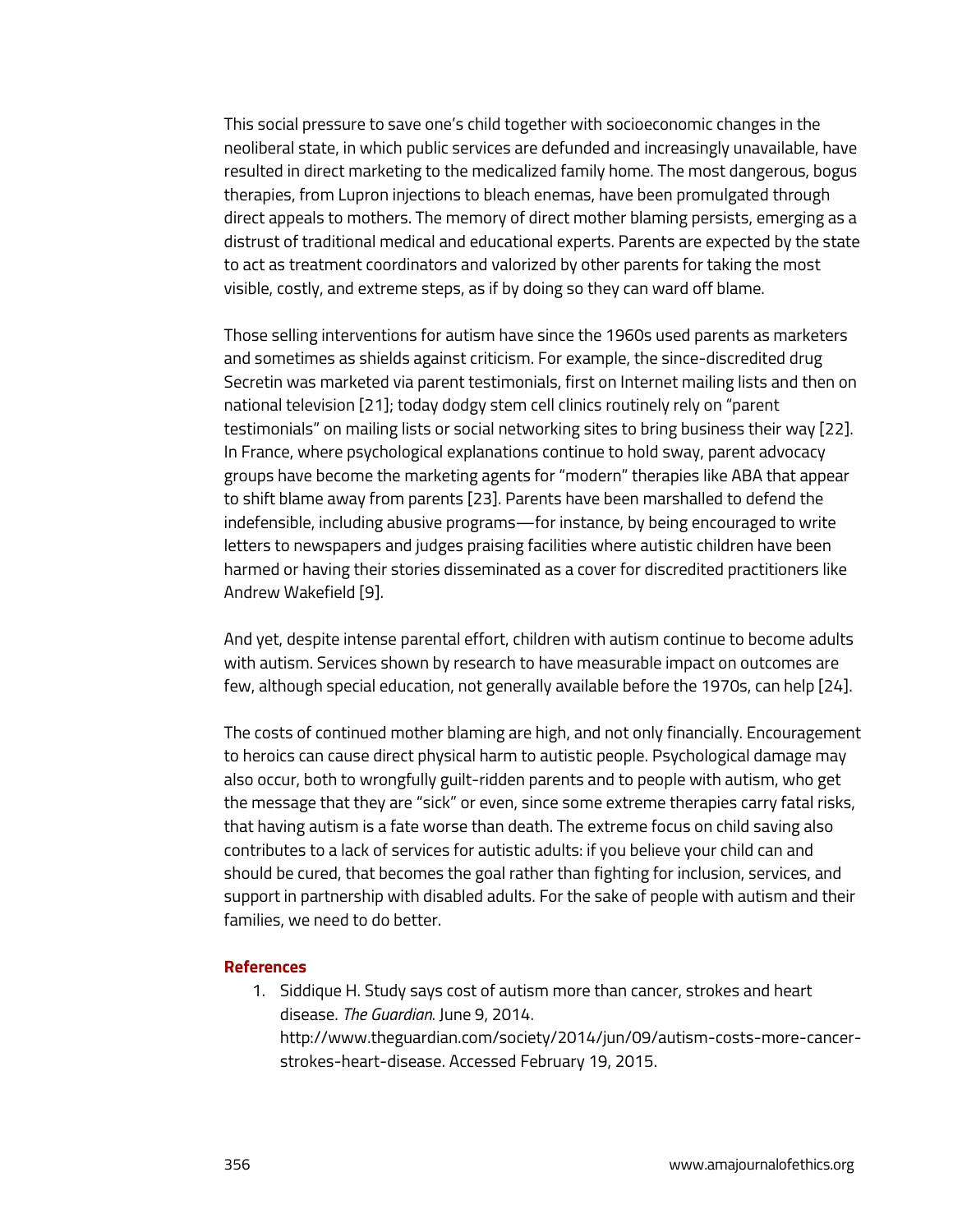This social pressure to save one's child together with socioeconomic changes in the neoliberal state, in which public services are defunded and increasingly unavailable, have resulted in direct marketing to the medicalized family home. The most dangerous, bogus therapies, from Lupron injections to bleach enemas, have been promulgated through direct appeals to mothers. The memory of direct mother blaming persists, emerging as a distrust of traditional medical and educational experts. Parents are expected by the state to act as treatment coordinators and valorized by other parents for taking the most visible, costly, and extreme steps, as if by doing so they can ward off blame.

Those selling interventions for autism have since the 1960s used parents as marketers and sometimes as shields against criticism. For example, the since-discredited drug Secretin was marketed via parent testimonials, first on Internet mailing lists and then on national television [21]; today dodgy stem cell clinics routinely rely on "parent testimonials" on mailing lists or social networking sites to bring business their way [22]. In France, where psychological explanations continue to hold sway, parent advocacy groups have become the marketing agents for "modern" therapies like ABA that appear to shift blame away from parents [23]. Parents have been marshalled to defend the indefensible, including abusive programs—for instance, by being encouraged to write letters to newspapers and judges praising facilities where autistic children have been harmed or having their stories disseminated as a cover for discredited practitioners like Andrew Wakefield [9].

And yet, despite intense parental effort, children with autism continue to become adults with autism. Services shown by research to have measurable impact on outcomes are few, although special education, not generally available before the 1970s, can help [24].

The costs of continued mother blaming are high, and not only financially. Encouragement to heroics can cause direct physical harm to autistic people. Psychological damage may also occur, both to wrongfully guilt-ridden parents and to people with autism, who get the message that they are "sick" or even, since some extreme therapies carry fatal risks, that having autism is a fate worse than death. The extreme focus on child saving also contributes to a lack of services for autistic adults: if you believe your child can and should be cured, that becomes the goal rather than fighting for inclusion, services, and support in partnership with disabled adults. For the sake of people with autism and their families, we need to do better.

### References

1. Siddique H. Study says cost of autism more than cancer, strokes and heart disease. *The Guardian*. June 9, 2014. http://www.theguardian.com/society/2014/jun/09/autism-costs-more-cancer-strokes-heart-disease. Accessed February 19, 2015.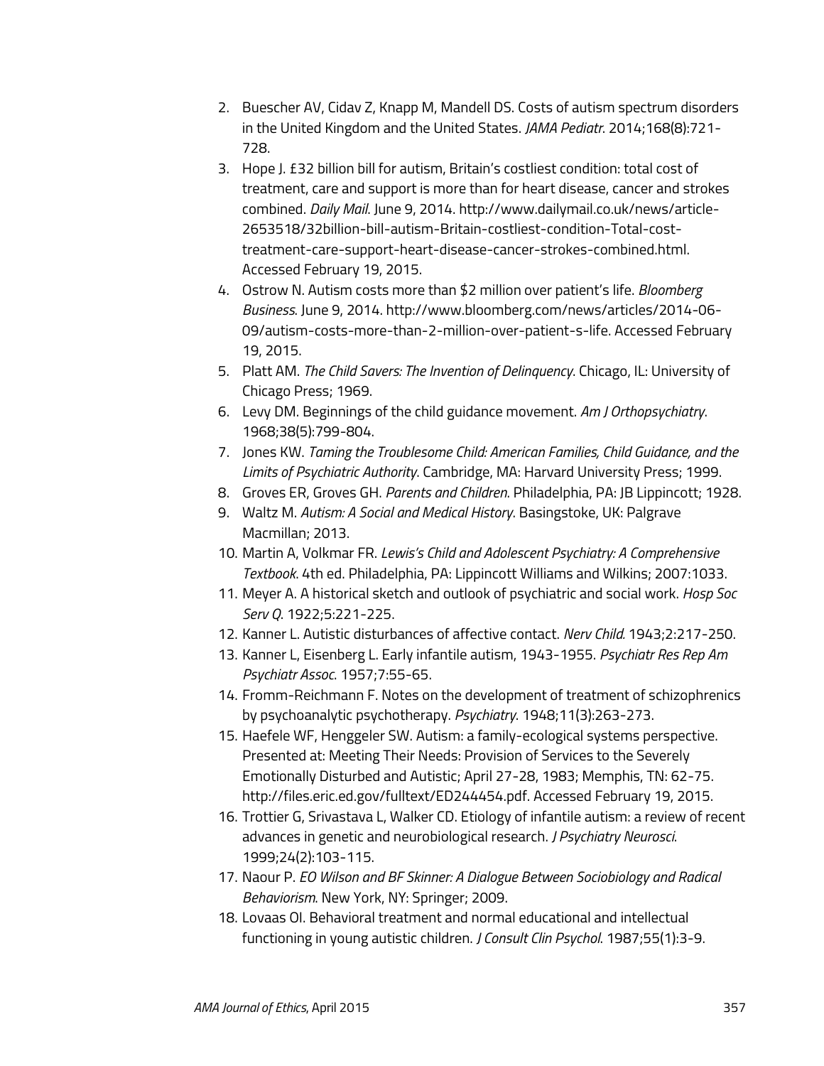2. Buescher AV, Cidav Z, Knapp M, Mandell DS. Costs of autism spectrum disorders in the United Kingdom and the United States. *JAMA Pediatr*. 2014;168(8):721-728.
3. Hope J. £32 billion bill for autism, Britain's costliest condition: total cost of treatment, care and support is more than for heart disease, cancer and strokes combined. *Daily Mail*. June 9, 2014. http://www.dailymail.co.uk/news/article-2653518/32billion-bill-autism-Britain-costliest-condition-Total-cost-treatment-care-support-heart-disease-cancer-strokes-combined.html. Accessed February 19, 2015.
4. Ostrow N. Autism costs more than $2 million over patient's life. *Bloomberg Business*. June 9, 2014. http://www.bloomberg.com/news/articles/2014-06-09/autism-costs-more-than-2-million-over-patient-s-life. Accessed February 19, 2015.
5. Platt AM. *The Child Savers: The Invention of Delinquency*. Chicago, IL: University of Chicago Press; 1969.
6. Levy DM. Beginnings of the child guidance movement. *Am J Orthopsychiatry*. 1968;38(5):799-804.
7. Jones KW. *Taming the Troublesome Child: American Families, Child Guidance, and the Limits of Psychiatric Authority*. Cambridge, MA: Harvard University Press; 1999.
8. Groves ER, Groves GH. *Parents and Children*. Philadelphia, PA: JB Lippincott; 1928.
9. Waltz M. *Autism: A Social and Medical History*. Basingstoke, UK: Palgrave Macmillan; 2013.
10. Martin A, Volkmar FR. *Lewis's Child and Adolescent Psychiatry: A Comprehensive Textbook*. 4th ed. Philadelphia, PA: Lippincott Williams and Wilkins; 2007:1033.
11. Meyer A. A historical sketch and outlook of psychiatric and social work. *Hosp Soc Serv Q*. 1922;5:221-225.
12. Kanner L. Autistic disturbances of affective contact. *Nerv Child*. 1943;2:217-250.
13. Kanner L, Eisenberg L. Early infantile autism, 1943-1955. *Psychiatr Res Rep Am Psychiatr Assoc*. 1957;7:55-65.
14. Fromm-Reichmann F. Notes on the development of treatment of schizophrenics by psychoanalytic psychotherapy. *Psychiatry*. 1948;11(3):263-273.
15. Haefele WF, Henggeler SW. Autism: a family-ecological systems perspective. Presented at: Meeting Their Needs: Provision of Services to the Severely Emotionally Disturbed and Autistic; April 27-28, 1983; Memphis, TN: 62-75. http://files.eric.ed.gov/fulltext/ED244454.pdf. Accessed February 19, 2015.
16. Trottier G, Srivastava L, Walker CD. Etiology of infantile autism: a review of recent advances in genetic and neurobiological research. *J Psychiatry Neurosci*. 1999;24(2):103-115.
17. Naour P. *EO Wilson and BF Skinner: A Dialogue Between Sociobiology and Radical Behaviorism*. New York, NY: Springer; 2009.
18. Lovaas OI. Behavioral treatment and normal educational and intellectual functioning in young autistic children. *J Consult Clin Psychol*. 1987;55(1):3-9.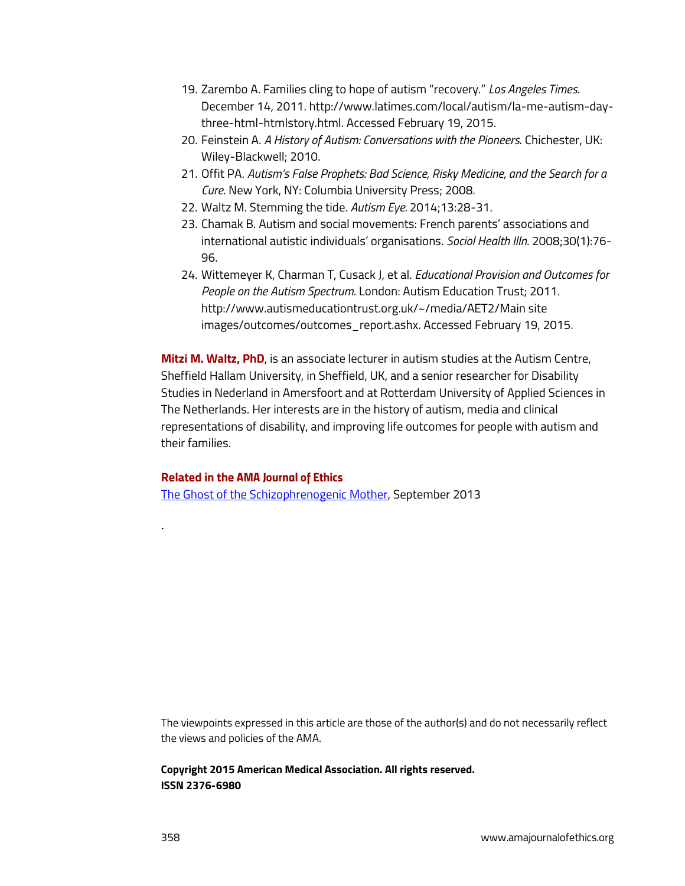19. Zarembo A. Families cling to hope of autism "recovery." *Los Angeles Times*. December 14, 2011. http://www.latimes.com/local/autism/la-me-autism-day-three-html-htmlstory.html. Accessed February 19, 2015.
20. Feinstein A. *A History of Autism: Conversations with the Pioneers*. Chichester, UK: Wiley-Blackwell; 2010.
21. Offit PA. *Autism's False Prophets: Bad Science, Risky Medicine, and the Search for a Cure*. New York, NY: Columbia University Press; 2008.
22. Waltz M. Stemming the tide. *Autism Eye.* 2014;13:28-31.
23. Chamak B. Autism and social movements: French parents' associations and international autistic individuals' organisations. *Sociol Health Illn*. 2008;30(1):76-96.
24. Wittemeyer K, Charman T, Cusack J, et al. *Educational Provision and Outcomes for People on the Autism Spectrum*. London: Autism Education Trust; 2011. http://www.autismeducationtrust.org.uk/~/media/AET2/Main site images/outcomes/outcomes_report.ashx. Accessed February 19, 2015.

**Mitzi M. Waltz, PhD**, is an associate lecturer in autism studies at the Autism Centre, Sheffield Hallam University, in Sheffield, UK, and a senior researcher for Disability Studies in Nederland in Amersfoort and at Rotterdam University of Applied Sciences in The Netherlands. Her interests are in the history of autism, media and clinical representations of disability, and improving life outcomes for people with autism and their families.

### Related in the AMA Journal of Ethics

The Ghost of the Schizophrenogenic Mother, September 2013

.

The viewpoints expressed in this article are those of the author(s) and do not necessarily reflect the views and policies of the AMA.

**Copyright 2015 American Medical Association. All rights reserved.**
**ISSN 2376-6980**